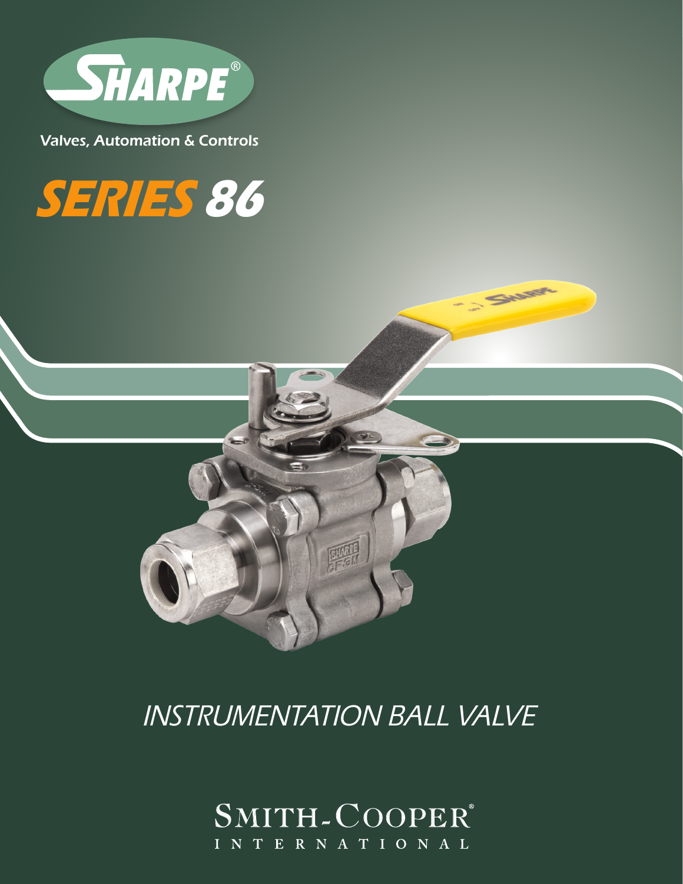# SHARPE®

Valves, Automation & Controls

# SERIES 86

## INSTRUMENTATION BALL VALVE

SMITH-COOPER®
INTERNATIONAL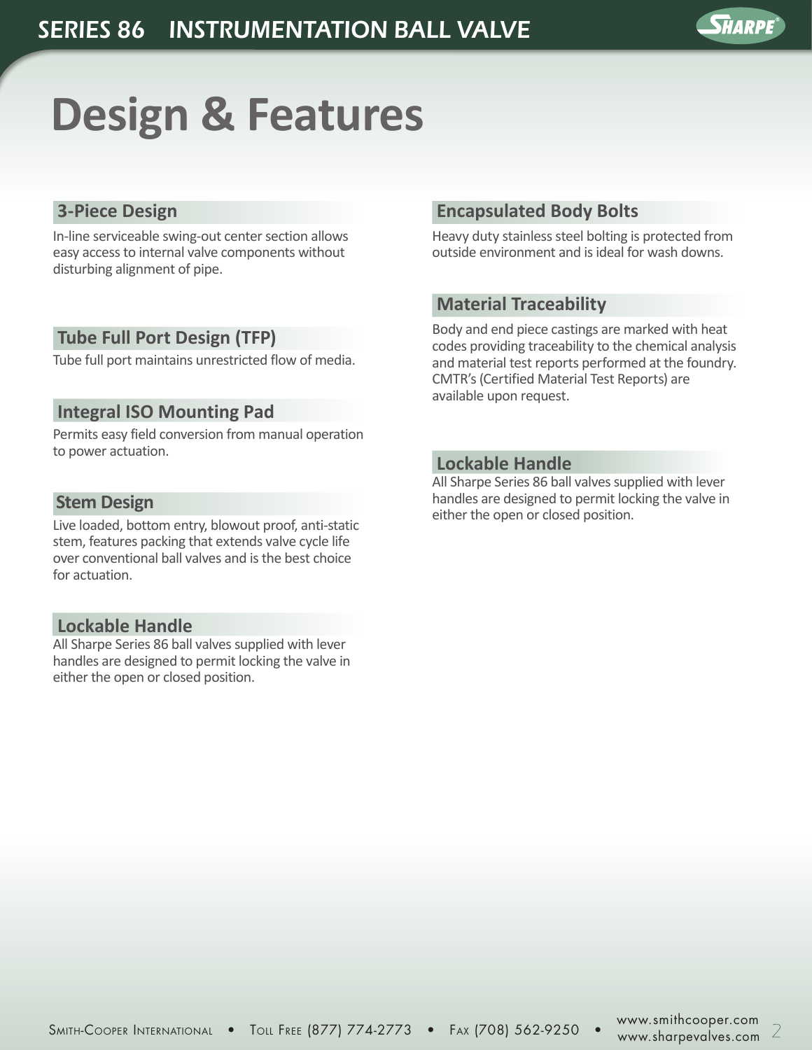# Design & Features

## 3-Piece Design

In-line serviceable swing-out center section allows easy access to internal valve components without disturbing alignment of pipe.

## Tube Full Port Design (TFP)

Tube full port maintains unrestricted flow of media.

## Integral ISO Mounting Pad

Permits easy field conversion from manual operation to power actuation.

## Stem Design

Live loaded, bottom entry, blowout proof, anti-static stem, features packing that extends valve cycle life over conventional ball valves and is the best choice for actuation.

## Lockable Handle

All Sharpe Series 86 ball valves supplied with lever handles are designed to permit locking the valve in either the open or closed position.

## Encapsulated Body Bolts

Heavy duty stainless steel bolting is protected from outside environment and is ideal for wash downs.

## Material Traceability

Body and end piece castings are marked with heat codes providing traceability to the chemical analysis and material test reports performed at the foundry. CMTR's (Certified Material Test Reports) are available upon request.

## Lockable Handle

All Sharpe Series 86 ball valves supplied with lever handles are designed to permit locking the valve in either the open or closed position.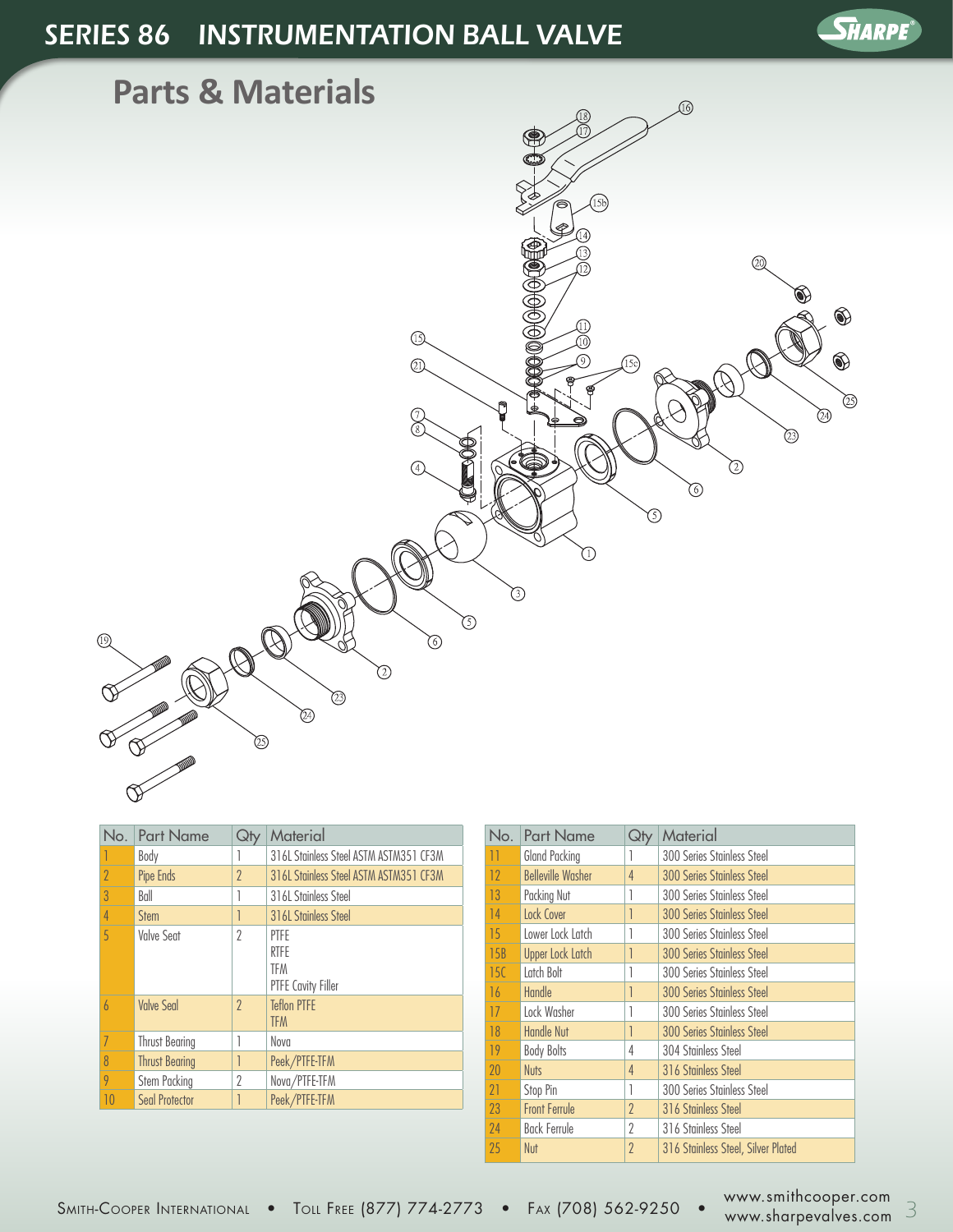## Parts & Materials

| No. | Part Name | Qty | Material |
|---|---|---|---|
| 1 | Body | 1 | 316L Stainless Steel ASTM ASTM351 CF3M |
| 2 | Pipe Ends | 2 | 316L Stainless Steel ASTM ASTM351 CF3M |
| 3 | Ball | 1 | 316L Stainless Steel |
| 4 | Stem | 1 | 316L Stainless Steel |
| 5 | Valve Seat | 2 | PTFE<br>RTFE<br>TFM<br>PTFE Cavity Filler |
| 6 | Valve Seal | 2 | Teflon PTFE<br>TFM |
| 7 | Thrust Bearing | 1 | Nova |
| 8 | Thrust Bearing | 1 | Peek/PTFE-TFM |
| 9 | Stem Packing | 2 | Nova/PTFE-TFM |
| 10 | Seal Protector | 1 | Peek/PTFE-TFM |

| No. | Part Name | Qty | Material |
|---|---|---|---|
| 11 | Gland Packing | 1 | 300 Series Stainless Steel |
| 12 | Belleville Washer | 4 | 300 Series Stainless Steel |
| 13 | Packing Nut | 1 | 300 Series Stainless Steel |
| 14 | Lock Cover | 1 | 300 Series Stainless Steel |
| 15 | Lower Lock Latch | 1 | 300 Series Stainless Steel |
| 15B | Upper Lock Latch | 1 | 300 Series Stainless Steel |
| 15C | Latch Bolt | 1 | 300 Series Stainless Steel |
| 16 | Handle | 1 | 300 Series Stainless Steel |
| 17 | Lock Washer | 1 | 300 Series Stainless Steel |
| 18 | Handle Nut | 1 | 300 Series Stainless Steel |
| 19 | Body Bolts | 4 | 304 Stainless Steel |
| 20 | Nuts | 4 | 316 Stainless Steel |
| 21 | Stop Pin | 1 | 300 Series Stainless Steel |
| 23 | Front Ferrule | 2 | 316 Stainless Steel |
| 24 | Back Ferrule | 2 | 316 Stainless Steel |
| 25 | Nut | 2 | 316 Stainless Steel, Silver Plated |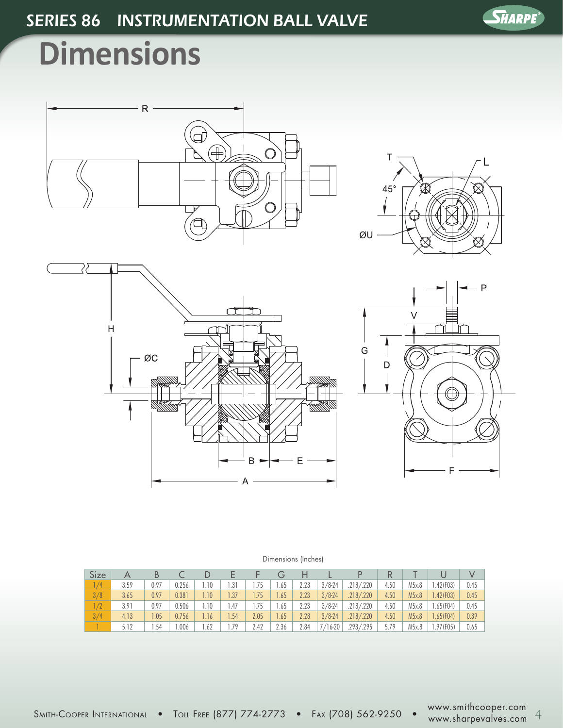# SERIES 86 INSTRUMENTATION BALL VALVE

# Dimensions

R

T

L

45°

ØU

P

V

H

G

D

ØC

B

E

F

A

Dimensions (Inches)

| Size | A | B | C | D | E | F | G | H | L | P | R | T | U | V |
|---|---|---|---|---|---|---|---|---|---|---|---|---|---|---|
| 1/4 | 3.59 | 0.97 | 0.256 | 1.10 | 1.31 | 1.75 | 1.65 | 2.23 | 3/8-24 | .218/.220 | 4.50 | M5x.8 | 1.42(F03) | 0.45 |
| 3/8 | 3.65 | 0.97 | 0.381 | 1.10 | 1.37 | 1.75 | 1.65 | 2.23 | 3/8-24 | .218/.220 | 4.50 | M5x.8 | 1.42(F03) | 0.45 |
| 1/2 | 3.91 | 0.97 | 0.506 | 1.10 | 1.47 | 1.75 | 1.65 | 2.23 | 3/8-24 | .218/.220 | 4.50 | M5x.8 | 1.65(F04) | 0.45 |
| 3/4 | 4.13 | 1.05 | 0.756 | 1.16 | 1.54 | 2.05 | 1.65 | 2.28 | 3/8-24 | .218/.220 | 4.50 | M5x.8 | 1.65(F04) | 0.39 |
| 1 | 5.12 | 1.54 | 1.006 | 1.62 | 1.79 | 2.42 | 2.36 | 2.84 | 7/16-20 | .293/.295 | 5.79 | M5x.8 | 1.97(F05) | 0.65 |

Smith-Cooper International • Toll Free (877) 774-2773 • Fax (708) 562-9250 • www.smithcooper.com www.sharpevalves.com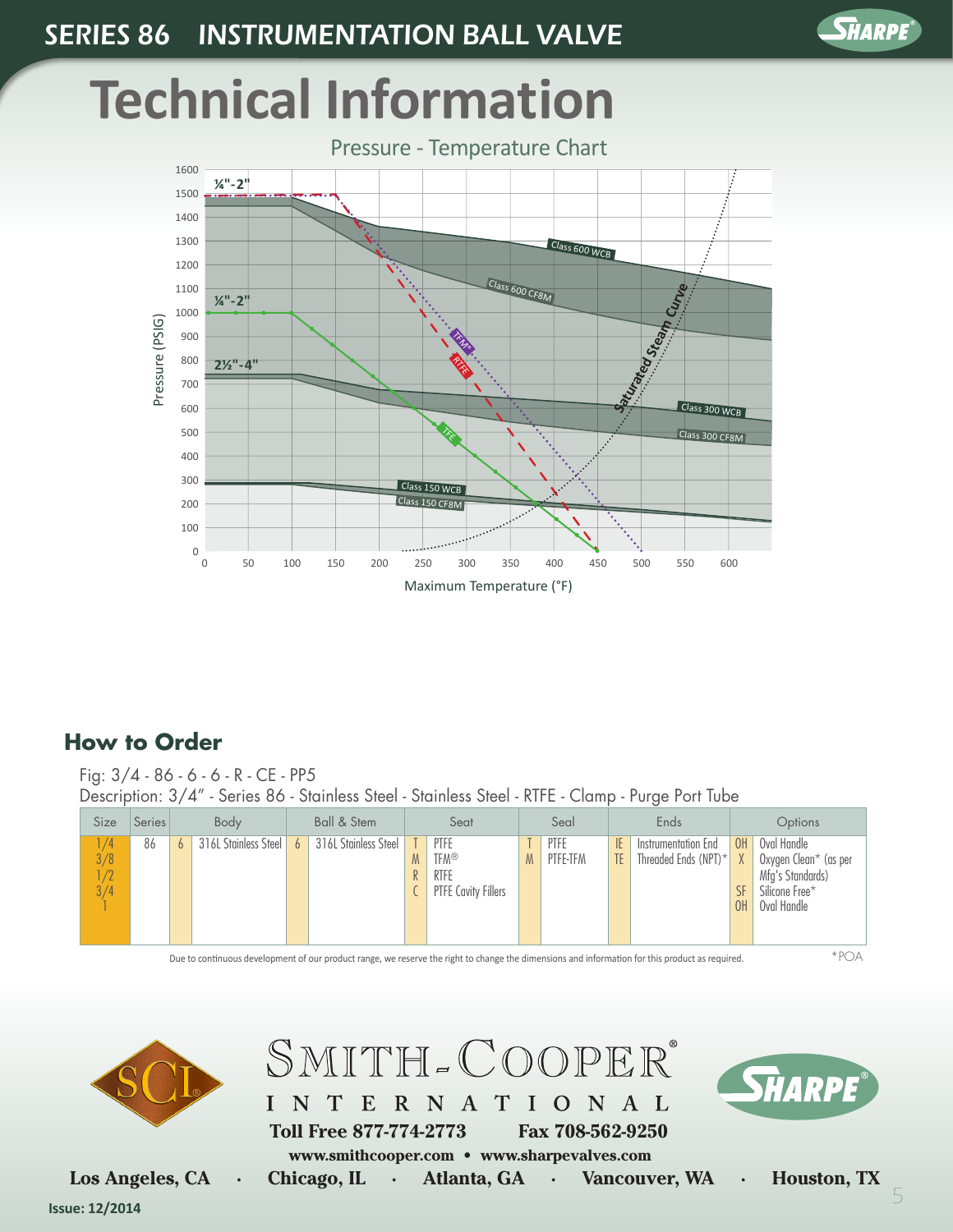# Technical Information

## Pressure - Temperature Chart

Pressure (PSIG)

Maximum Temperature (°F)

1600
1500
1400
1300
1200
1100
1000
900
800
700
600
500
400
300
200
100
0

0 50 100 150 200 250 300 350 400 450 500 550 600

¼"-2"

¼"-2"

2½"-4"

Class 600 WCB

Class 600 CF8M

TFM®

RTFE

Saturated Steam Curve

Class 300 WCB

Class 300 CF8M

TFE

Class 150 WCB

Class 150 CF8M

## How to Order

Fig: 3/4 - 86 - 6 - 6 - R - CE - PP5

Description: 3/4" - Series 86 - Stainless Steel - Stainless Steel - RTFE - Clamp - Purge Port Tube

| Size | Series | Body | | Ball & Stem | | Seat | | Seal | | Ends | | Options | |
|---|---|---|---|---|---|---|---|---|---|---|---|---|---|
| 1/4<br>3/8<br>1/2<br>3/4<br>1 | 86 | 6 | 316L Stainless Steel | 6 | 316L Stainless Steel | T<br>M<br>R<br>C | PTFE<br>TFM®<br>RTFE<br>PTFE Cavity Fillers | T<br>M | PTFE<br>PTFE-TFM | IE<br>TE | Instrumentation End<br>Threaded Ends (NPT)* | OH<br>X<br><br>SF<br>OH | Oval Handle<br>Oxygen Clean* (as per Mfg's Standards)<br>Silicone Free*<br>Oval Handle |

Due to continuous development of our product range, we reserve the right to change the dimensions and information for this product as required.

*POA

SMITH-COOPER® INTERNATIONAL

Toll Free 877-774-2773 Fax 708-562-9250

www.smithcooper.com • www.sharpevalves.com

Los Angeles, CA · Chicago, IL · Atlanta, GA · Vancouver, WA · Houston, TX

Issue: 12/2014